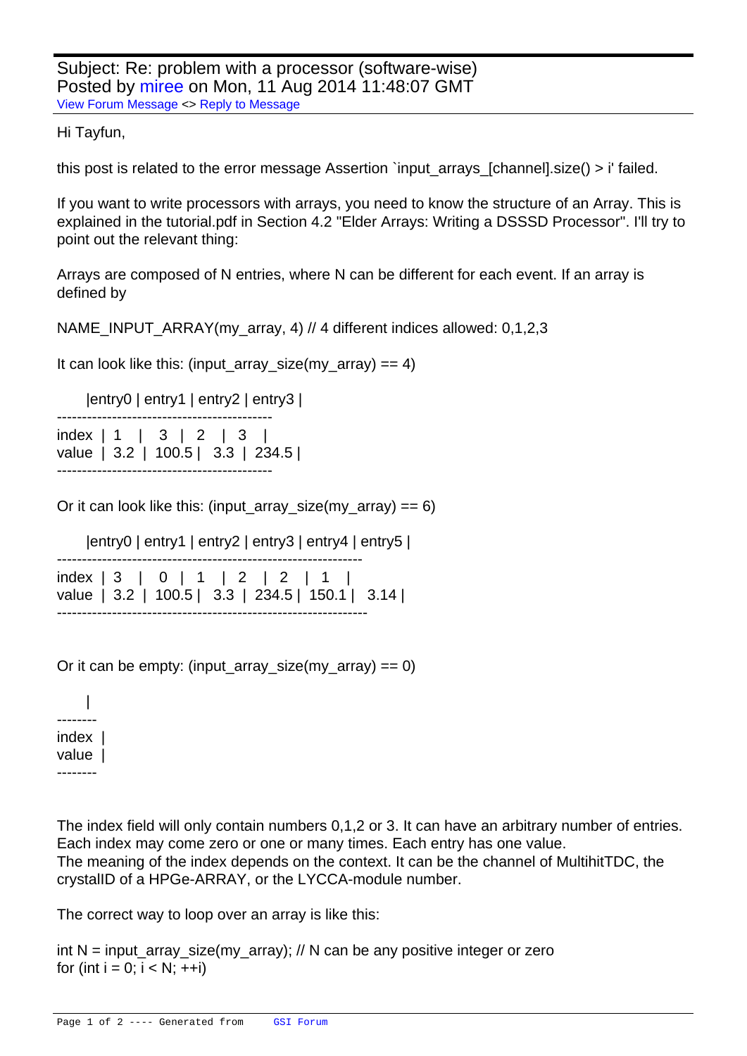Subject: Re: problem with a processor (software-wise)
Posted by mirree on Mon, 11 Aug 2014 11:48:07 GMT
View Forum Message <> Reply to Message

Hi Tayfun,

this post is related to the error message Assertion `input_arrays_[channel].size() > i' failed.

If you want to write processors with arrays, you need to know the structure of an Array. This is explained in the tutorial.pdf in Section 4.2 "Elder Arrays: Writing a DSSSD Processor". I'll try to point out the relevant thing:

Arrays are composed of N entries, where N can be different for each event. If an array is defined by

NAME_INPUT_ARRAY(my_array, 4) // 4 different indices allowed: 0,1,2,3

It can look like this: (input_array_size(my_array) == 4)

```
      |entry0 | entry1 | entry2 | entry3 |
-------------------------------------------
index  | 1    |   3   |  2    |  3    |
value  | 3.2  | 100.5 |  3.3  | 234.5 |
-------------------------------------------
```

Or it can look like this: (input_array_size(my_array) == 6)

```
      |entry0 | entry1 | entry2 | entry3 | entry4 | entry5 |
--------------------------------------------------------------
index  | 3    |   0   |  1    |  2    |  2    |  1    |
value  | 3.2  | 100.5 |  3.3  | 234.5 | 150.1 |  3.14 |
--------------------------------------------------------------
```

Or it can be empty: (input_array_size(my_array) == 0)

```
      |
--------
index  |
value  |
--------
```

The index field will only contain numbers 0,1,2 or 3. It can have an arbitrary number of entries. Each index may come zero or one or many times. Each entry has one value.
The meaning of the index depends on the context. It can be the channel of MultihitTDC, the crystalID of a HPGe-ARRAY, or the LYCCA-module number.

The correct way to loop over an array is like this:

```
int N = input_array_size(my_array); // N can be any positive integer or zero
for (int i = 0; i < N; ++i)
```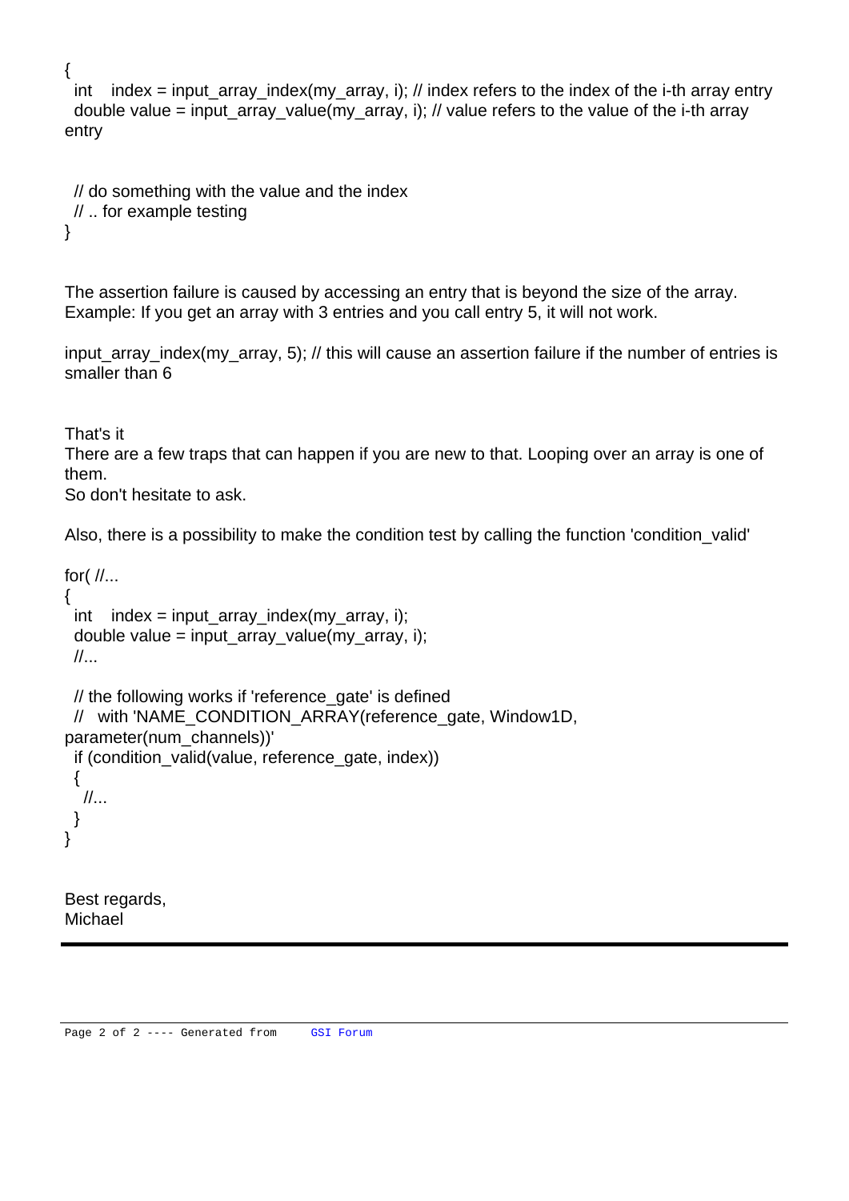```
{
  int    index = input_array_index(my_array, i); // index refers to the index of the i-th array entry
  double value = input_array_value(my_array, i); // value refers to the value of the i-th array entry


  // do something with the value and the index
  // .. for example testing
}
```

The assertion failure is caused by accessing an entry that is beyond the size of the array.
Example: If you get an array with 3 entries and you call entry 5, it will not work.

```
input_array_index(my_array, 5); // this will cause an assertion failure if the number of entries is smaller than 6
```

That's it
There are a few traps that can happen if you are new to that. Looping over an array is one of them.
So don't hesitate to ask.

Also, there is a possibility to make the condition test by calling the function 'condition_valid'

```
for( //...
{
  int    index = input_array_index(my_array, i);
  double value = input_array_value(my_array, i);
  //...

  // the following works if 'reference_gate' is defined
  //   with 'NAME_CONDITION_ARRAY(reference_gate, Window1D, parameter(num_channels))'
  if (condition_valid(value, reference_gate, index))
  {
    //...
  }
}
```

Best regards,
Michael